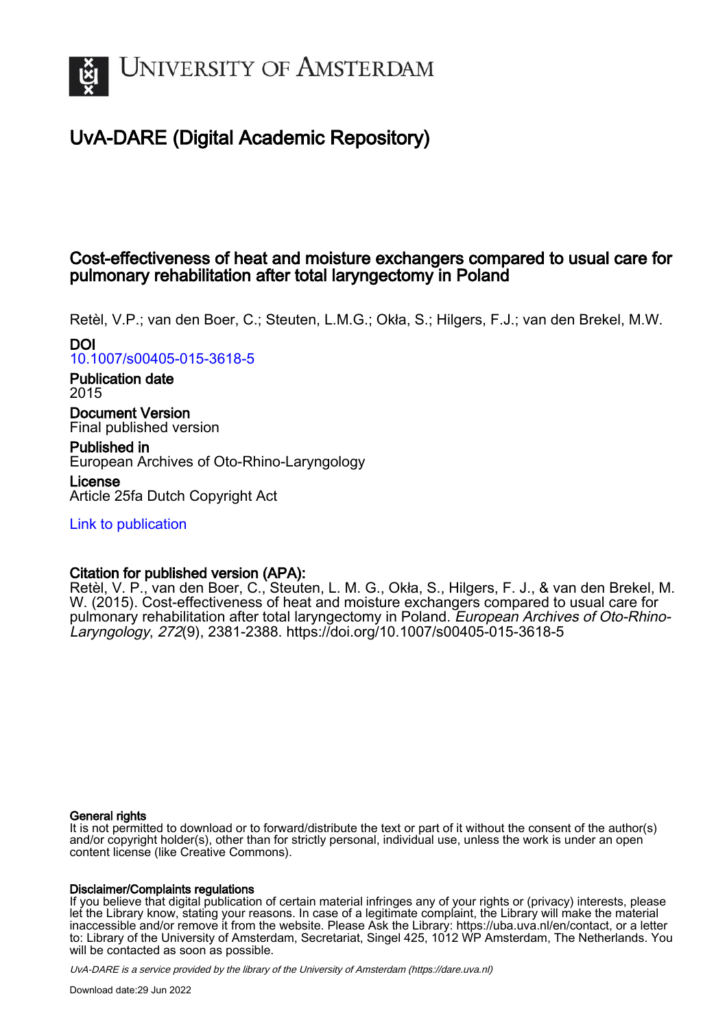# University of Amsterdam

## UvA-DARE (Digital Academic Repository)

### Cost-effectiveness of heat and moisture exchangers compared to usual care for pulmonary rehabilitation after total laryngectomy in Poland

Retèl, V.P.; van den Boer, C.; Steuten, L.M.G.; Okła, S.; Hilgers, F.J.; van den Brekel, M.W.

**DOI**
10.1007/s00405-015-3618-5

**Publication date**
2015

**Document Version**
Final published version

**Published in**
European Archives of Oto-Rhino-Laryngology

**License**
Article 25fa Dutch Copyright Act

Link to publication

**Citation for published version (APA):**
Retèl, V. P., van den Boer, C., Steuten, L. M. G., Okła, S., Hilgers, F. J., & van den Brekel, M. W. (2015). Cost-effectiveness of heat and moisture exchangers compared to usual care for pulmonary rehabilitation after total laryngectomy in Poland. *European Archives of Oto-Rhino-Laryngology*, *272*(9), 2381-2388. https://doi.org/10.1007/s00405-015-3618-5

**General rights**
It is not permitted to download or to forward/distribute the text or part of it without the consent of the author(s) and/or copyright holder(s), other than for strictly personal, individual use, unless the work is under an open content license (like Creative Commons).

**Disclaimer/Complaints regulations**
If you believe that digital publication of certain material infringes any of your rights or (privacy) interests, please let the Library know, stating your reasons. In case of a legitimate complaint, the Library will make the material inaccessible and/or remove it from the website. Please Ask the Library: https://uba.uva.nl/en/contact, or a letter to: Library of the University of Amsterdam, Secretariat, Singel 425, 1012 WP Amsterdam, The Netherlands. You will be contacted as soon as possible.

*UvA-DARE is a service provided by the library of the University of Amsterdam (https://dare.uva.nl)*

Download date:29 Jun 2022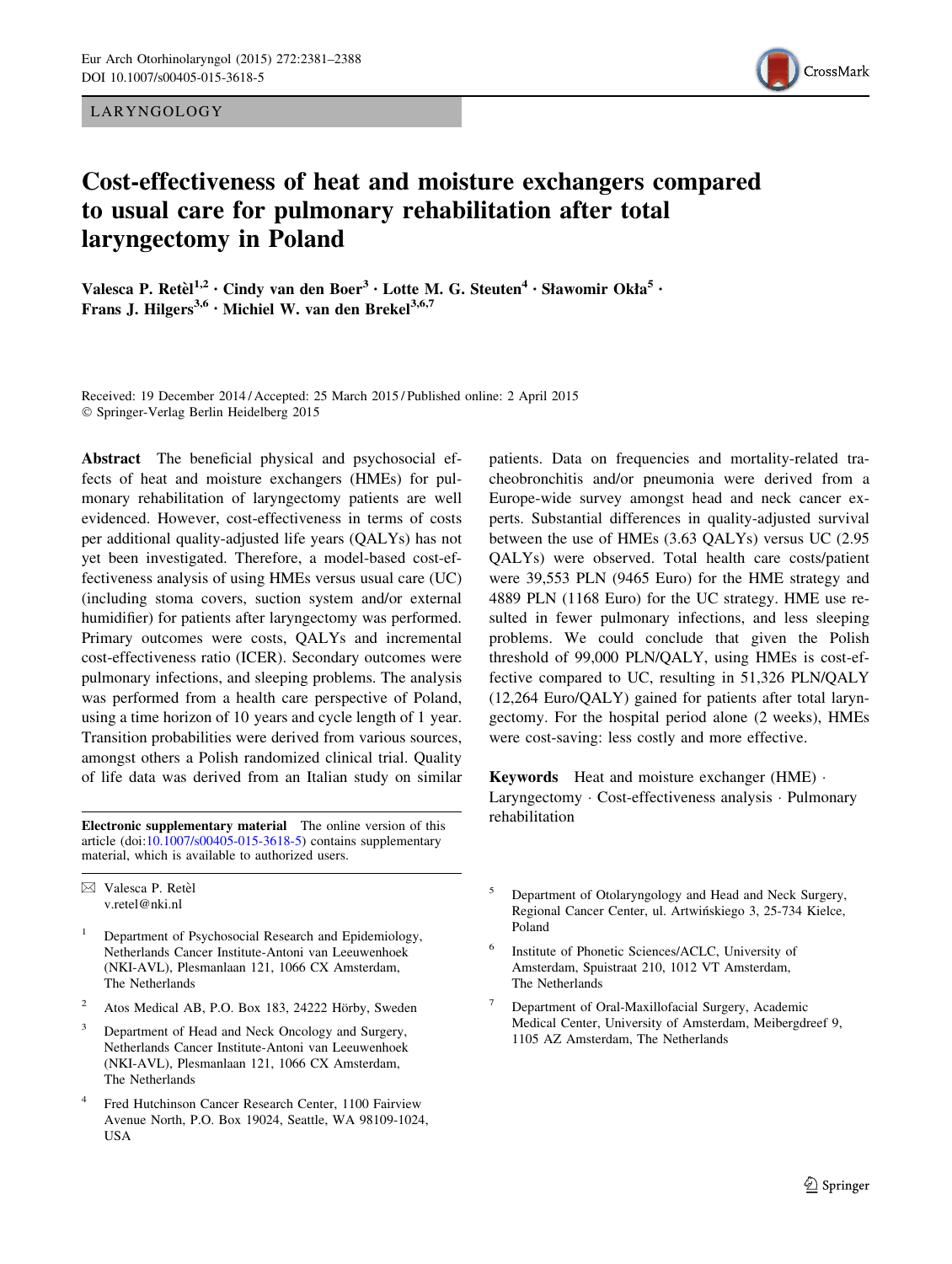LARYNGOLOGY

# Cost-effectiveness of heat and moisture exchangers compared to usual care for pulmonary rehabilitation after total laryngectomy in Poland

**Valesca P. Retèl[1,2] · Cindy van den Boer[3] · Lotte M. G. Steuten[4] · Sławomir Okła[5] · Frans J. Hilgers[3,6] · Michiel W. van den Brekel[3,6,7]**

Received: 19 December 2014 / Accepted: 25 March 2015 / Published online: 2 April 2015
© Springer-Verlag Berlin Heidelberg 2015

**Abstract** The beneficial physical and psychosocial effects of heat and moisture exchangers (HMEs) for pulmonary rehabilitation of laryngectomy patients are well evidenced. However, cost-effectiveness in terms of costs per additional quality-adjusted life years (QALYs) has not yet been investigated. Therefore, a model-based cost-effectiveness analysis of using HMEs versus usual care (UC) (including stoma covers, suction system and/or external humidifier) for patients after laryngectomy was performed. Primary outcomes were costs, QALYs and incremental cost-effectiveness ratio (ICER). Secondary outcomes were pulmonary infections, and sleeping problems. The analysis was performed from a health care perspective of Poland, using a time horizon of 10 years and cycle length of 1 year. Transition probabilities were derived from various sources, amongst others a Polish randomized clinical trial. Quality of life data was derived from an Italian study on similar patients. Data on frequencies and mortality-related tracheobronchitis and/or pneumonia were derived from a Europe-wide survey amongst head and neck cancer experts. Substantial differences in quality-adjusted survival between the use of HMEs (3.63 QALYs) versus UC (2.95 QALYs) were observed. Total health care costs/patient were 39,553 PLN (9465 Euro) for the HME strategy and 4889 PLN (1168 Euro) for the UC strategy. HME use resulted in fewer pulmonary infections, and less sleeping problems. We could conclude that given the Polish threshold of 99,000 PLN/QALY, using HMEs is cost-effective compared to UC, resulting in 51,326 PLN/QALY (12,264 Euro/QALY) gained for patients after total laryngectomy. For the hospital period alone (2 weeks), HMEs were cost-saving: less costly and more effective.

**Keywords** Heat and moisture exchanger (HME) · Laryngectomy · Cost-effectiveness analysis · Pulmonary rehabilitation

**Electronic supplementary material** The online version of this article (doi:10.1007/s00405-015-3618-5) contains supplementary material, which is available to authorized users.

✉ Valesca P. Retèl
v.retel@nki.nl

1. Department of Psychosocial Research and Epidemiology, Netherlands Cancer Institute-Antoni van Leeuwenhoek (NKI-AVL), Plesmanlaan 121, 1066 CX Amsterdam, The Netherlands
2. Atos Medical AB, P.O. Box 183, 24222 Hörby, Sweden
3. Department of Head and Neck Oncology and Surgery, Netherlands Cancer Institute-Antoni van Leeuwenhoek (NKI-AVL), Plesmanlaan 121, 1066 CX Amsterdam, The Netherlands
4. Fred Hutchinson Cancer Research Center, 1100 Fairview Avenue North, P.O. Box 19024, Seattle, WA 98109-1024, USA
5. Department of Otolaryngology and Head and Neck Surgery, Regional Cancer Center, ul. Artwińskiego 3, 25-734 Kielce, Poland
6. Institute of Phonetic Sciences/ACLC, University of Amsterdam, Spuistraat 210, 1012 VT Amsterdam, The Netherlands
7. Department of Oral-Maxillofacial Surgery, Academic Medical Center, University of Amsterdam, Meibergdreef 9, 1105 AZ Amsterdam, The Netherlands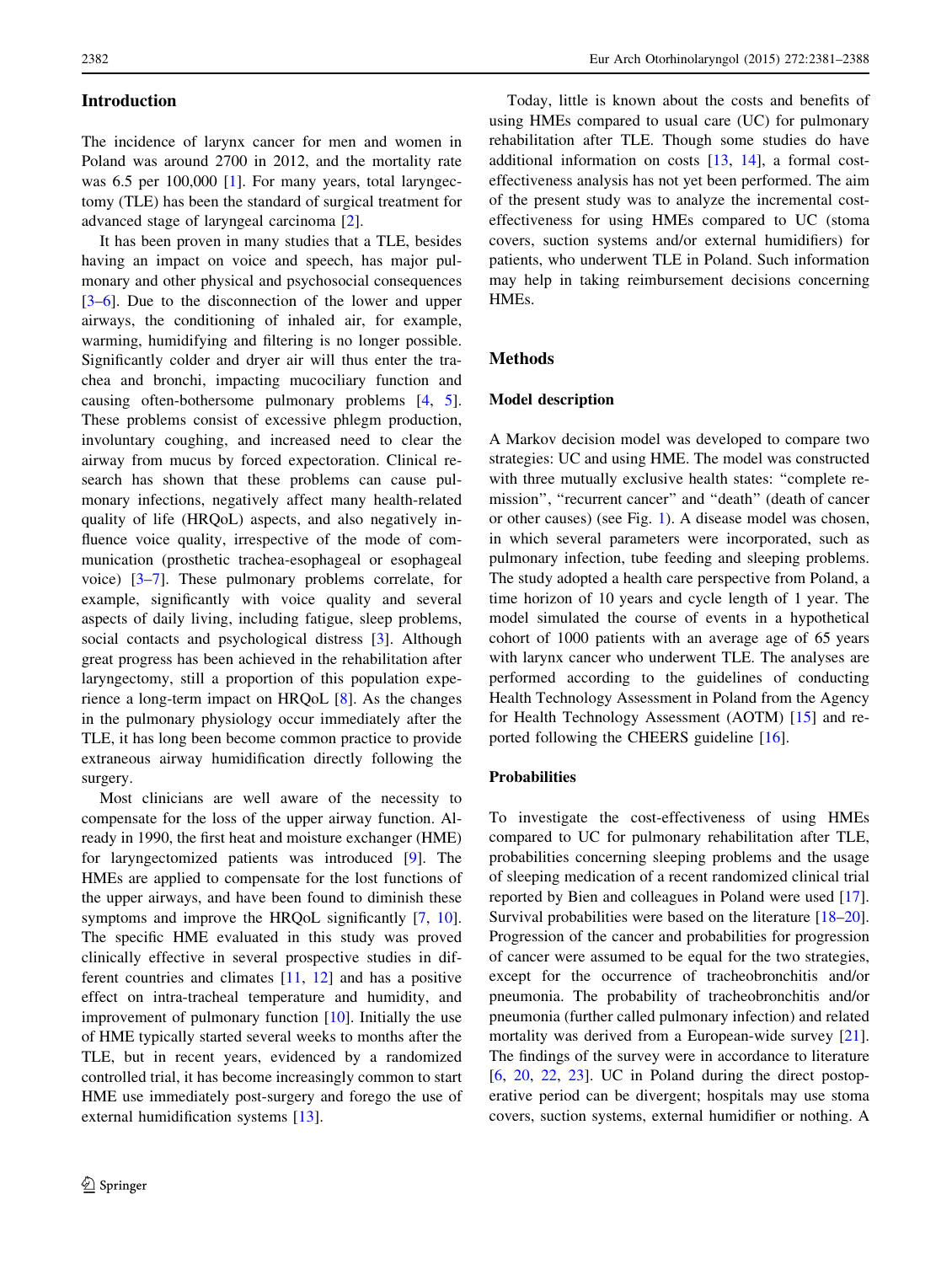## Introduction

The incidence of larynx cancer for men and women in Poland was around 2700 in 2012, and the mortality rate was 6.5 per 100,000 [1]. For many years, total laryngectomy (TLE) has been the standard of surgical treatment for advanced stage of laryngeal carcinoma [2].

It has been proven in many studies that a TLE, besides having an impact on voice and speech, has major pulmonary and other physical and psychosocial consequences [3–6]. Due to the disconnection of the lower and upper airways, the conditioning of inhaled air, for example, warming, humidifying and filtering is no longer possible. Significantly colder and dryer air will thus enter the trachea and bronchi, impacting mucociliary function and causing often-bothersome pulmonary problems [4, 5]. These problems consist of excessive phlegm production, involuntary coughing, and increased need to clear the airway from mucus by forced expectoration. Clinical research has shown that these problems can cause pulmonary infections, negatively affect many health-related quality of life (HRQoL) aspects, and also negatively influence voice quality, irrespective of the mode of communication (prosthetic trachea-esophageal or esophageal voice) [3–7]. These pulmonary problems correlate, for example, significantly with voice quality and several aspects of daily living, including fatigue, sleep problems, social contacts and psychological distress [3]. Although great progress has been achieved in the rehabilitation after laryngectomy, still a proportion of this population experience a long-term impact on HRQoL [8]. As the changes in the pulmonary physiology occur immediately after the TLE, it has long been become common practice to provide extraneous airway humidification directly following the surgery.

Most clinicians are well aware of the necessity to compensate for the loss of the upper airway function. Already in 1990, the first heat and moisture exchanger (HME) for laryngectomized patients was introduced [9]. The HMEs are applied to compensate for the lost functions of the upper airways, and have been found to diminish these symptoms and improve the HRQoL significantly [7, 10]. The specific HME evaluated in this study was proved clinically effective in several prospective studies in different countries and climates [11, 12] and has a positive effect on intra-tracheal temperature and humidity, and improvement of pulmonary function [10]. Initially the use of HME typically started several weeks to months after the TLE, but in recent years, evidenced by a randomized controlled trial, it has become increasingly common to start HME use immediately post-surgery and forego the use of external humidification systems [13].

Today, little is known about the costs and benefits of using HMEs compared to usual care (UC) for pulmonary rehabilitation after TLE. Though some studies do have additional information on costs [13, 14], a formal cost-effectiveness analysis has not yet been performed. The aim of the present study was to analyze the incremental cost-effectiveness for using HMEs compared to UC (stoma covers, suction systems and/or external humidifiers) for patients, who underwent TLE in Poland. Such information may help in taking reimbursement decisions concerning HMEs.

## Methods

### Model description

A Markov decision model was developed to compare two strategies: UC and using HME. The model was constructed with three mutually exclusive health states: "complete remission", "recurrent cancer" and "death" (death of cancer or other causes) (see Fig. 1). A disease model was chosen, in which several parameters were incorporated, such as pulmonary infection, tube feeding and sleeping problems. The study adopted a health care perspective from Poland, a time horizon of 10 years and cycle length of 1 year. The model simulated the course of events in a hypothetical cohort of 1000 patients with an average age of 65 years with larynx cancer who underwent TLE. The analyses are performed according to the guidelines of conducting Health Technology Assessment in Poland from the Agency for Health Technology Assessment (AOTM) [15] and reported following the CHEERS guideline [16].

### Probabilities

To investigate the cost-effectiveness of using HMEs compared to UC for pulmonary rehabilitation after TLE, probabilities concerning sleeping problems and the usage of sleeping medication of a recent randomized clinical trial reported by Bien and colleagues in Poland were used [17]. Survival probabilities were based on the literature [18–20]. Progression of the cancer and probabilities for progression of cancer were assumed to be equal for the two strategies, except for the occurrence of tracheobronchitis and/or pneumonia. The probability of tracheobronchitis and/or pneumonia (further called pulmonary infection) and related mortality was derived from a European-wide survey [21]. The findings of the survey were in accordance to literature [6, 20, 22, 23]. UC in Poland during the direct postoperative period can be divergent; hospitals may use stoma covers, suction systems, external humidifier or nothing. A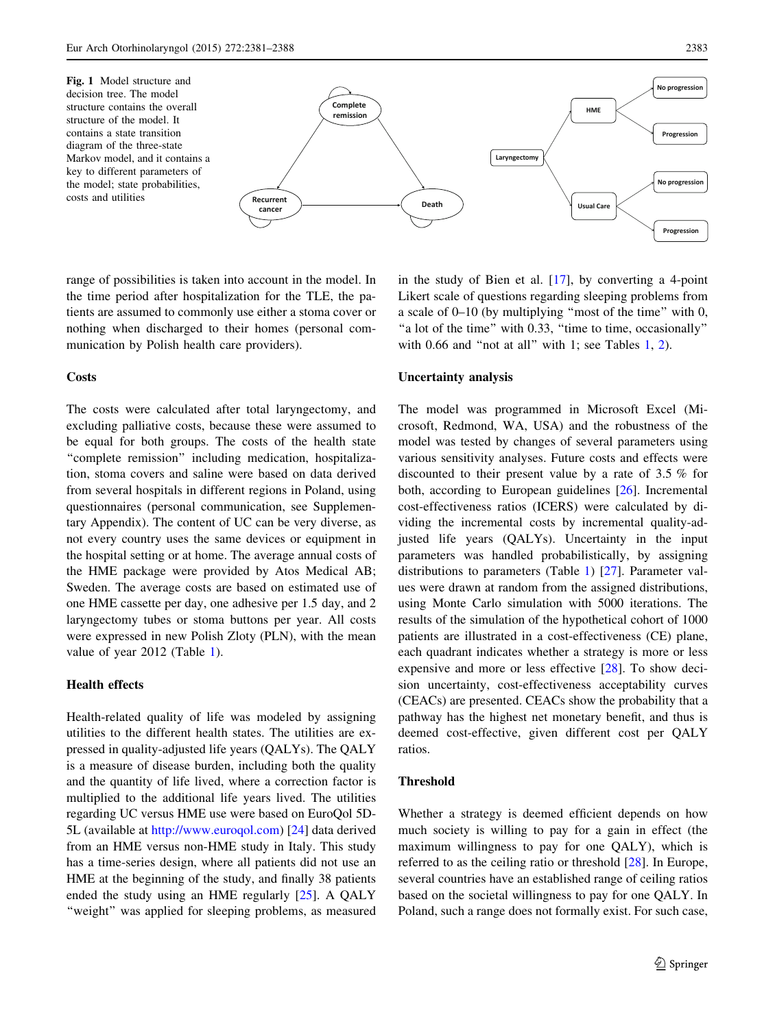Fig. 1 Model structure and decision tree. The model structure contains the overall structure of the model. It contains a state transition diagram of the three-state Markov model, and it contains a key to different parameters of the model; state probabilities, costs and utilities

range of possibilities is taken into account in the model. In the time period after hospitalization for the TLE, the patients are assumed to commonly use either a stoma cover or nothing when discharged to their homes (personal communication by Polish health care providers).

### Costs

The costs were calculated after total laryngectomy, and excluding palliative costs, because these were assumed to be equal for both groups. The costs of the health state "complete remission" including medication, hospitalization, stoma covers and saline were based on data derived from several hospitals in different regions in Poland, using questionnaires (personal communication, see Supplementary Appendix). The content of UC can be very diverse, as not every country uses the same devices or equipment in the hospital setting or at home. The average annual costs of the HME package were provided by Atos Medical AB; Sweden. The average costs are based on estimated use of one HME cassette per day, one adhesive per 1.5 day, and 2 laryngectomy tubes or stoma buttons per year. All costs were expressed in new Polish Zloty (PLN), with the mean value of year 2012 (Table 1).

### Health effects

Health-related quality of life was modeled by assigning utilities to the different health states. The utilities are expressed in quality-adjusted life years (QALYs). The QALY is a measure of disease burden, including both the quality and the quantity of life lived, where a correction factor is multiplied to the additional life years lived. The utilities regarding UC versus HME use were based on EuroQol 5D-5L (available at http://www.euroqol.com) [24] data derived from an HME versus non-HME study in Italy. This study has a time-series design, where all patients did not use an HME at the beginning of the study, and finally 38 patients ended the study using an HME regularly [25]. A QALY "weight" was applied for sleeping problems, as measured in the study of Bien et al. [17], by converting a 4-point Likert scale of questions regarding sleeping problems from a scale of 0–10 (by multiplying "most of the time" with 0, "a lot of the time" with 0.33, "time to time, occasionally" with 0.66 and "not at all" with 1; see Tables 1, 2).

### Uncertainty analysis

The model was programmed in Microsoft Excel (Microsoft, Redmond, WA, USA) and the robustness of the model was tested by changes of several parameters using various sensitivity analyses. Future costs and effects were discounted to their present value by a rate of 3.5 % for both, according to European guidelines [26]. Incremental cost-effectiveness ratios (ICERS) were calculated by dividing the incremental costs by incremental quality-adjusted life years (QALYs). Uncertainty in the input parameters was handled probabilistically, by assigning distributions to parameters (Table 1) [27]. Parameter values were drawn at random from the assigned distributions, using Monte Carlo simulation with 5000 iterations. The results of the simulation of the hypothetical cohort of 1000 patients are illustrated in a cost-effectiveness (CE) plane, each quadrant indicates whether a strategy is more or less expensive and more or less effective [28]. To show decision uncertainty, cost-effectiveness acceptability curves (CEACs) are presented. CEACs show the probability that a pathway has the highest net monetary benefit, and thus is deemed cost-effective, given different cost per QALY ratios.

### Threshold

Whether a strategy is deemed efficient depends on how much society is willing to pay for a gain in effect (the maximum willingness to pay for one QALY), which is referred to as the ceiling ratio or threshold [28]. In Europe, several countries have an established range of ceiling ratios based on the societal willingness to pay for one QALY. In Poland, such a range does not formally exist. For such case,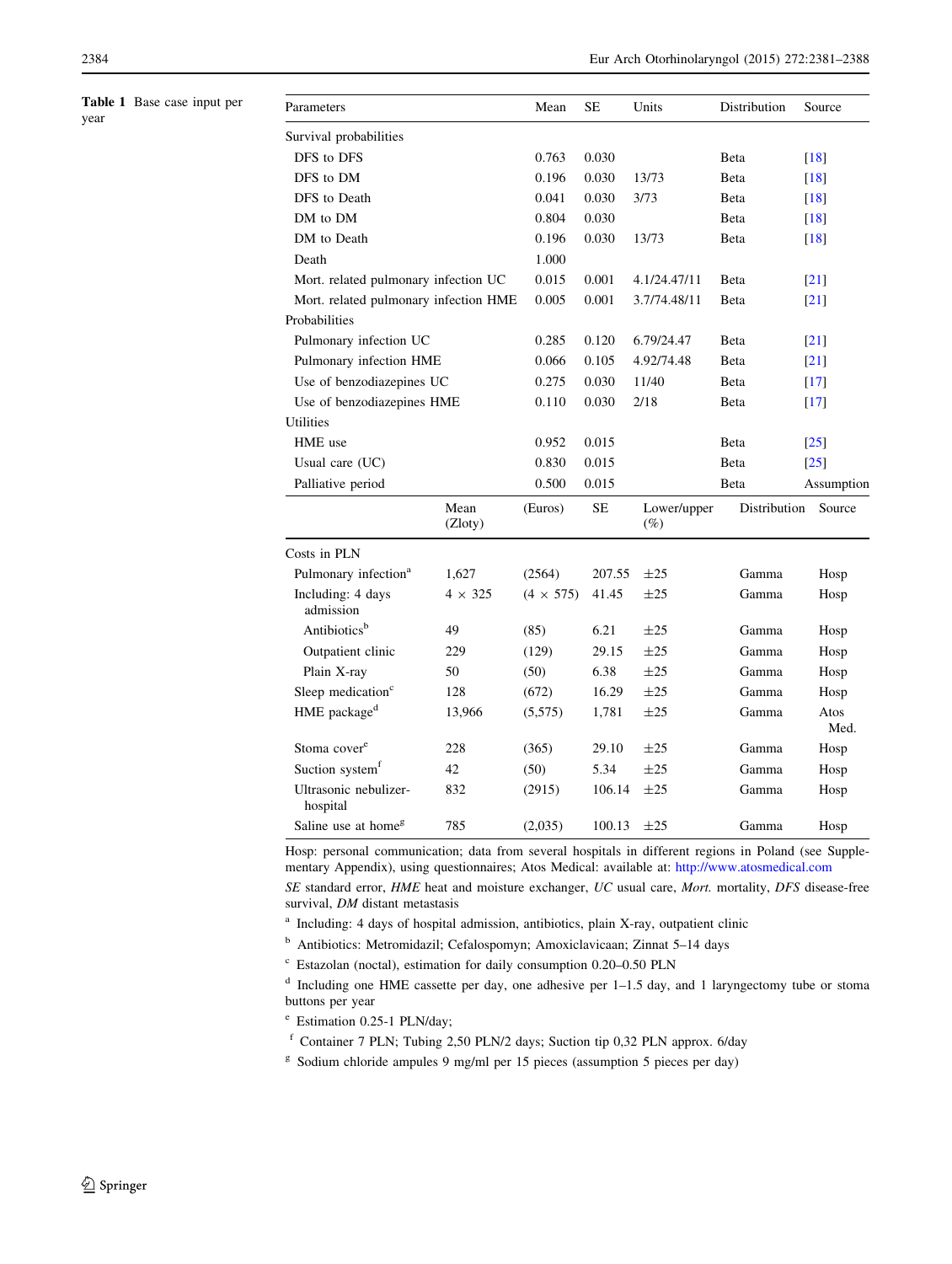**Table 1** Base case input per year

| Parameters | Mean | SE | Units | Distribution | Source |
|---|---|---|---|---|---|
| Survival probabilities | | | | | |
| DFS to DFS | 0.763 | 0.030 | | Beta | [18] |
| DFS to DM | 0.196 | 0.030 | 13/73 | Beta | [18] |
| DFS to Death | 0.041 | 0.030 | 3/73 | Beta | [18] |
| DM to DM | 0.804 | 0.030 | | Beta | [18] |
| DM to Death | 0.196 | 0.030 | 13/73 | Beta | [18] |
| Death | 1.000 | | | | |
| Mort. related pulmonary infection UC | 0.015 | 0.001 | 4.1/24.47/11 | Beta | [21] |
| Mort. related pulmonary infection HME | 0.005 | 0.001 | 3.7/74.48/11 | Beta | [21] |
| Probabilities | | | | | |
| Pulmonary infection UC | 0.285 | 0.120 | 6.79/24.47 | Beta | [21] |
| Pulmonary infection HME | 0.066 | 0.105 | 4.92/74.48 | Beta | [21] |
| Use of benzodiazepines UC | 0.275 | 0.030 | 11/40 | Beta | [17] |
| Use of benzodiazepines HME | 0.110 | 0.030 | 2/18 | Beta | [17] |
| Utilities | | | | | |
| HME use | 0.952 | 0.015 | | Beta | [25] |
| Usual care (UC) | 0.830 | 0.015 | | Beta | [25] |
| Palliative period | 0.500 | 0.015 | | Beta | Assumption |

| | Mean (Zloty) | (Euros) | SE | Lower/upper (%) | Distribution | Source |
|---|---|---|---|---|---|---|
| Costs in PLN | | | | | | |
| Pulmonary infection[a] | 1,627 | (2564) | 207.55 | ±25 | Gamma | Hosp |
| Including: 4 days admission | 4 × 325 | (4 × 575) | 41.45 | ±25 | Gamma | Hosp |
| Antibiotics[b] | 49 | (85) | 6.21 | ±25 | Gamma | Hosp |
| Outpatient clinic | 229 | (129) | 29.15 | ±25 | Gamma | Hosp |
| Plain X-ray | 50 | (50) | 6.38 | ±25 | Gamma | Hosp |
| Sleep medication[c] | 128 | (672) | 16.29 | ±25 | Gamma | Hosp |
| HME package[d] | 13,966 | (5,575) | 1,781 | ±25 | Gamma | Atos Med. |
| Stoma cover[e] | 228 | (365) | 29.10 | ±25 | Gamma | Hosp |
| Suction system[f] | 42 | (50) | 5.34 | ±25 | Gamma | Hosp |
| Ultrasonic nebulizer-hospital | 832 | (2915) | 106.14 | ±25 | Gamma | Hosp |
| Saline use at home[g] | 785 | (2,035) | 100.13 | ±25 | Gamma | Hosp |

Hosp: personal communication; data from several hospitals in different regions in Poland (see Supplementary Appendix), using questionnaires; Atos Medical: available at: http://www.atosmedical.com

*SE* standard error, *HME* heat and moisture exchanger, *UC* usual care, *Mort.* mortality, *DFS* disease-free survival, *DM* distant metastasis

[a] Including: 4 days of hospital admission, antibiotics, plain X-ray, outpatient clinic

[b] Antibiotics: Metromidazil; Cefalospomyn; Amoxiclavicaan; Zinnat 5–14 days

[c] Estazolan (noctal), estimation for daily consumption 0.20–0.50 PLN

[d] Including one HME cassette per day, one adhesive per 1–1.5 day, and 1 laryngectomy tube or stoma buttons per year

[e] Estimation 0.25-1 PLN/day;

[f] Container 7 PLN; Tubing 2,50 PLN/2 days; Suction tip 0,32 PLN approx. 6/day

[g] Sodium chloride ampules 9 mg/ml per 15 pieces (assumption 5 pieces per day)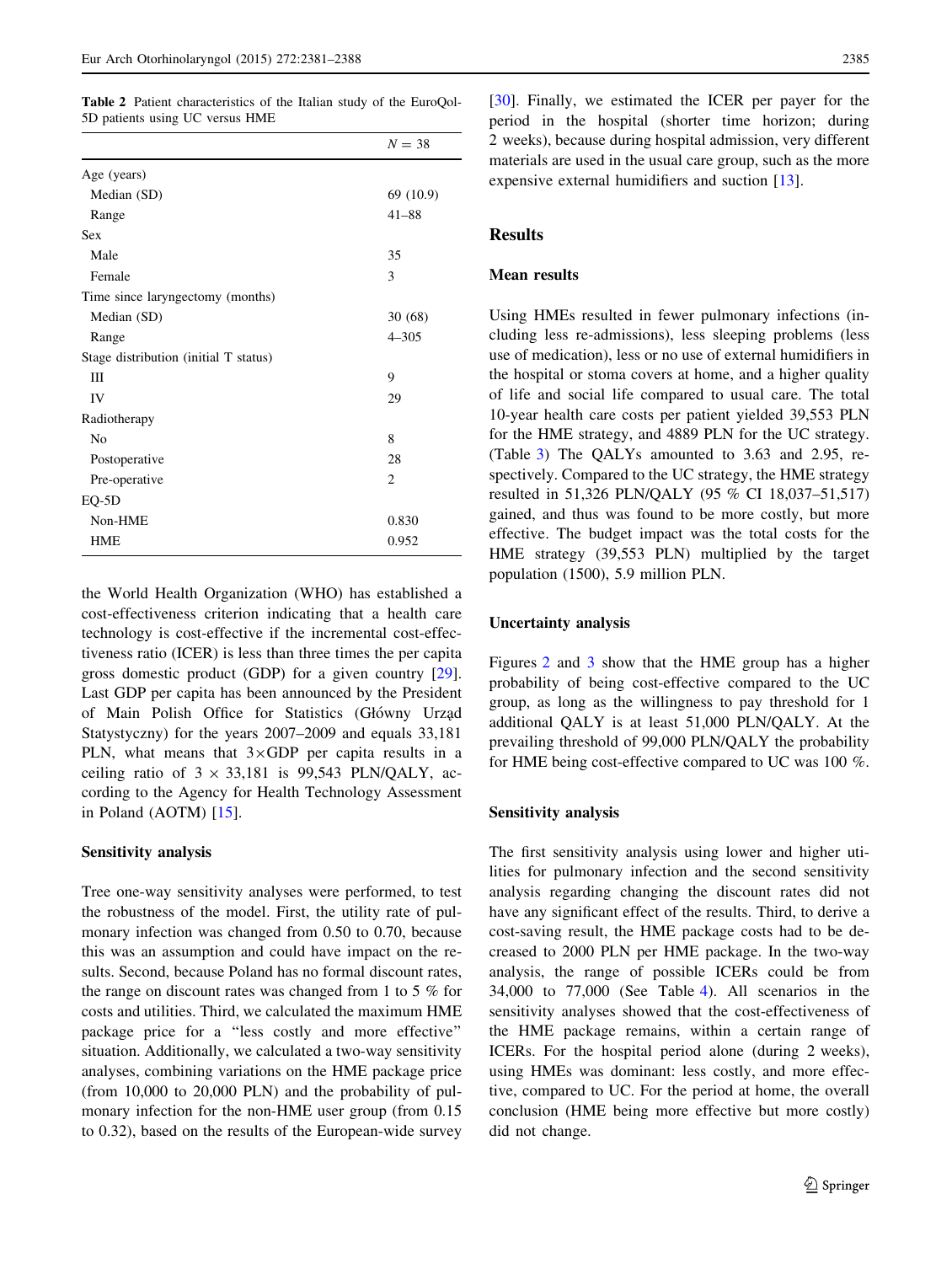Table 2 Patient characteristics of the Italian study of the EuroQol-5D patients using UC versus HME

| | $N = 38$ |
|---|---|
| Age (years) | |
| Median (SD) | 69 (10.9) |
| Range | 41–88 |
| Sex | |
| Male | 35 |
| Female | 3 |
| Time since laryngectomy (months) | |
| Median (SD) | 30 (68) |
| Range | 4–305 |
| Stage distribution (initial T status) | |
| III | 9 |
| IV | 29 |
| Radiotherapy | |
| No | 8 |
| Postoperative | 28 |
| Pre-operative | 2 |
| EQ-5D | |
| Non-HME | 0.830 |
| HME | 0.952 |

the World Health Organization (WHO) has established a cost-effectiveness criterion indicating that a health care technology is cost-effective if the incremental cost-effectiveness ratio (ICER) is less than three times the per capita gross domestic product (GDP) for a given country [29]. Last GDP per capita has been announced by the President of Main Polish Office for Statistics (Główny Urząd Statystyczny) for the years 2007–2009 and equals 33,181 PLN, what means that 3×GDP per capita results in a ceiling ratio of 3 × 33,181 is 99,543 PLN/QALY, according to the Agency for Health Technology Assessment in Poland (AOTM) [15].

### Sensitivity analysis

Tree one-way sensitivity analyses were performed, to test the robustness of the model. First, the utility rate of pulmonary infection was changed from 0.50 to 0.70, because this was an assumption and could have impact on the results. Second, because Poland has no formal discount rates, the range on discount rates was changed from 1 to 5 % for costs and utilities. Third, we calculated the maximum HME package price for a "less costly and more effective" situation. Additionally, we calculated a two-way sensitivity analyses, combining variations on the HME package price (from 10,000 to 20,000 PLN) and the probability of pulmonary infection for the non-HME user group (from 0.15 to 0.32), based on the results of the European-wide survey [30]. Finally, we estimated the ICER per payer for the period in the hospital (shorter time horizon; during 2 weeks), because during hospital admission, very different materials are used in the usual care group, such as the more expensive external humidifiers and suction [13].

## Results

### Mean results

Using HMEs resulted in fewer pulmonary infections (including less re-admissions), less sleeping problems (less use of medication), less or no use of external humidifiers in the hospital or stoma covers at home, and a higher quality of life and social life compared to usual care. The total 10-year health care costs per patient yielded 39,553 PLN for the HME strategy, and 4889 PLN for the UC strategy. (Table 3) The QALYs amounted to 3.63 and 2.95, respectively. Compared to the UC strategy, the HME strategy resulted in 51,326 PLN/QALY (95 % CI 18,037–51,517) gained, and thus was found to be more costly, but more effective. The budget impact was the total costs for the HME strategy (39,553 PLN) multiplied by the target population (1500), 5.9 million PLN.

### Uncertainty analysis

Figures 2 and 3 show that the HME group has a higher probability of being cost-effective compared to the UC group, as long as the willingness to pay threshold for 1 additional QALY is at least 51,000 PLN/QALY. At the prevailing threshold of 99,000 PLN/QALY the probability for HME being cost-effective compared to UC was 100 %.

### Sensitivity analysis

The first sensitivity analysis using lower and higher utilities for pulmonary infection and the second sensitivity analysis regarding changing the discount rates did not have any significant effect of the results. Third, to derive a cost-saving result, the HME package costs had to be decreased to 2000 PLN per HME package. In the two-way analysis, the range of possible ICERs could be from 34,000 to 77,000 (See Table 4). All scenarios in the sensitivity analyses showed that the cost-effectiveness of the HME package remains, within a certain range of ICERs. For the hospital period alone (during 2 weeks), using HMEs was dominant: less costly, and more effective, compared to UC. For the period at home, the overall conclusion (HME being more effective but more costly) did not change.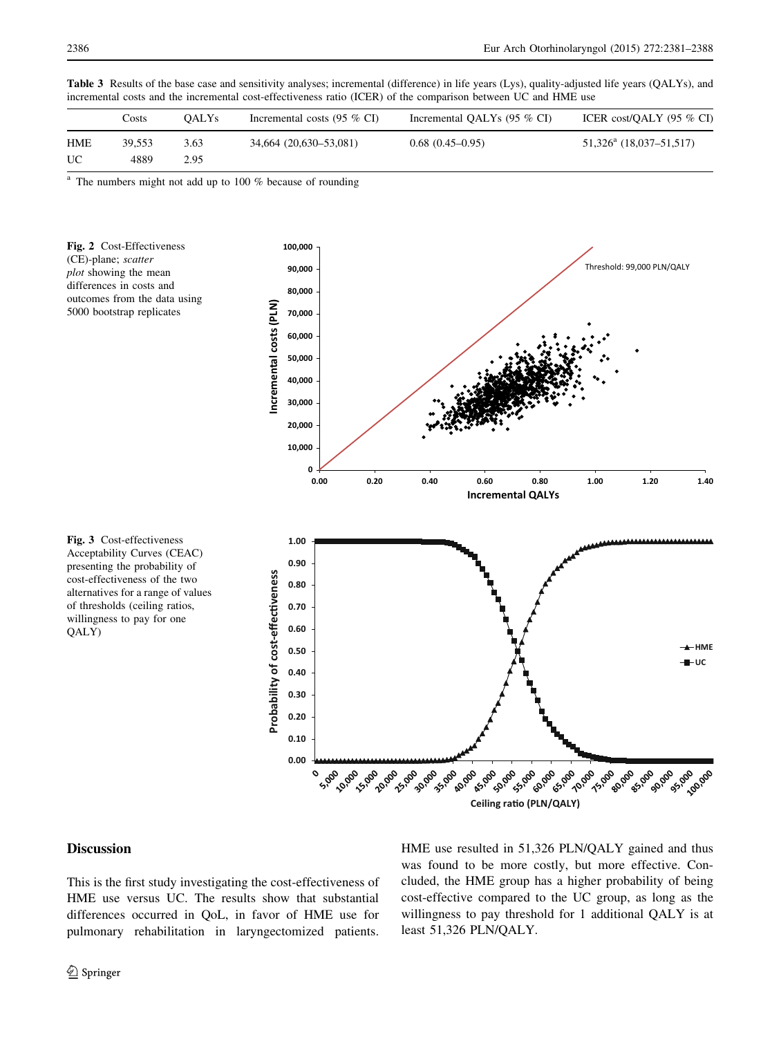**Table 3** Results of the base case and sensitivity analyses; incremental (difference) in life years (Lys), quality-adjusted life years (QALYs), and incremental costs and the incremental cost-effectiveness ratio (ICER) of the comparison between UC and HME use

| | Costs | QALYs | Incremental costs (95 % CI) | Incremental QALYs (95 % CI) | ICER cost/QALY (95 % CI) |
|---|---|---|---|---|---|
| HME | 39,553 | 3.63 | 34,664 (20,630–53,081) | 0.68 (0.45–0.95) | 51,326[a] (18,037–51,517) |
| UC | 4889 | 2.95 | | | |

[a] The numbers might not add up to 100 % because of rounding

**Fig. 2** Cost-Effectiveness (CE)-plane; *scatter plot* showing the mean differences in costs and outcomes from the data using 5000 bootstrap replicates

**Fig. 3** Cost-effectiveness Acceptability Curves (CEAC) presenting the probability of cost-effectiveness of the two alternatives for a range of values of thresholds (ceiling ratios, willingness to pay for one QALY)

## Discussion

This is the first study investigating the cost-effectiveness of HME use versus UC. The results show that substantial differences occurred in QoL, in favor of HME use for pulmonary rehabilitation in laryngectomized patients. HME use resulted in 51,326 PLN/QALY gained and thus was found to be more costly, but more effective. Concluded, the HME group has a higher probability of being cost-effective compared to the UC group, as long as the willingness to pay threshold for 1 additional QALY is at least 51,326 PLN/QALY.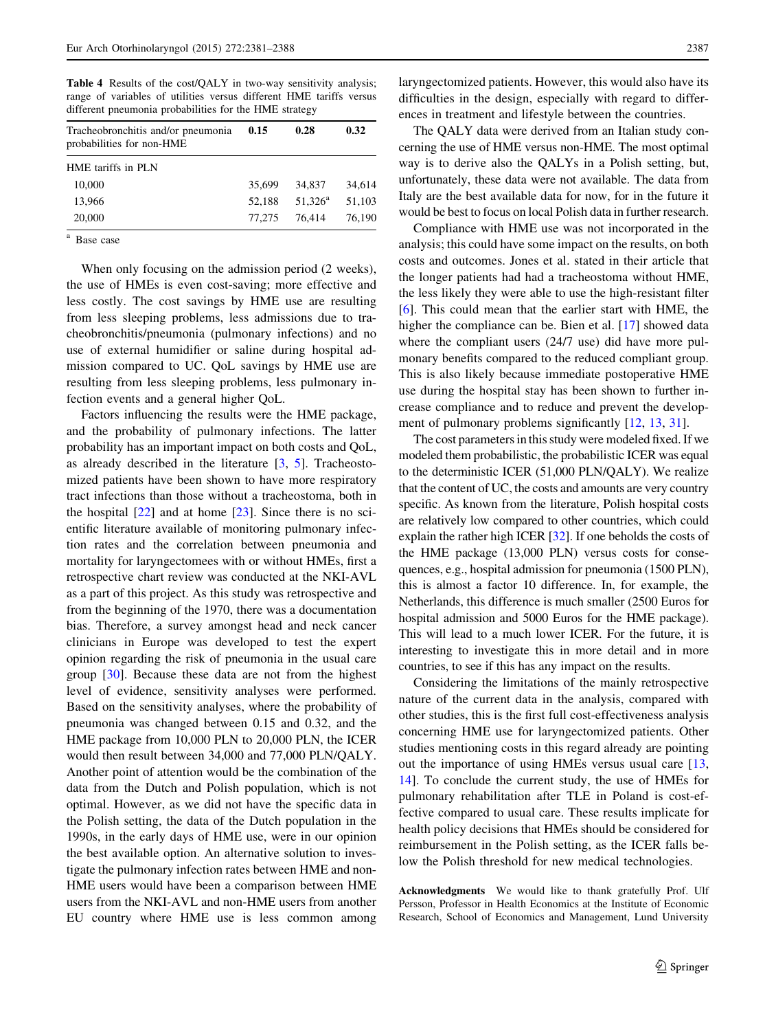**Table 4** Results of the cost/QALY in two-way sensitivity analysis; range of variables of utilities versus different HME tariffs versus different pneumonia probabilities for the HME strategy

| Tracheobronchitis and/or pneumonia probabilities for non-HME | 0.15 | 0.28 | 0.32 |
|---|---|---|---|
| HME tariffs in PLN | | | |
| 10,000 | 35,699 | 34,837 | 34,614 |
| 13,966 | 52,188 | 51,326[a] | 51,103 |
| 20,000 | 77,275 | 76,414 | 76,190 |

[a] Base case

When only focusing on the admission period (2 weeks), the use of HMEs is even cost-saving; more effective and less costly. The cost savings by HME use are resulting from less sleeping problems, less admissions due to tracheobronchitis/pneumonia (pulmonary infections) and no use of external humidifier or saline during hospital admission compared to UC. QoL savings by HME use are resulting from less sleeping problems, less pulmonary infection events and a general higher QoL.

Factors influencing the results were the HME package, and the probability of pulmonary infections. The latter probability has an important impact on both costs and QoL, as already described in the literature [3, 5]. Tracheostomized patients have been shown to have more respiratory tract infections than those without a tracheostoma, both in the hospital [22] and at home [23]. Since there is no scientific literature available of monitoring pulmonary infection rates and the correlation between pneumonia and mortality for laryngectomees with or without HMEs, first a retrospective chart review was conducted at the NKI-AVL as a part of this project. As this study was retrospective and from the beginning of the 1970, there was a documentation bias. Therefore, a survey amongst head and neck cancer clinicians in Europe was developed to test the expert opinion regarding the risk of pneumonia in the usual care group [30]. Because these data are not from the highest level of evidence, sensitivity analyses were performed. Based on the sensitivity analyses, where the probability of pneumonia was changed between 0.15 and 0.32, and the HME package from 10,000 PLN to 20,000 PLN, the ICER would then result between 34,000 and 77,000 PLN/QALY. Another point of attention would be the combination of the data from the Dutch and Polish population, which is not optimal. However, as we did not have the specific data in the Polish setting, the data of the Dutch population in the 1990s, in the early days of HME use, were in our opinion the best available option. An alternative solution to investigate the pulmonary infection rates between HME and non-HME users would have been a comparison between HME users from the NKI-AVL and non-HME users from another EU country where HME use is less common among laryngectomized patients. However, this would also have its difficulties in the design, especially with regard to differences in treatment and lifestyle between the countries.

The QALY data were derived from an Italian study concerning the use of HME versus non-HME. The most optimal way is to derive also the QALYs in a Polish setting, but, unfortunately, these data were not available. The data from Italy are the best available data for now, for in the future it would be best to focus on local Polish data in further research.

Compliance with HME use was not incorporated in the analysis; this could have some impact on the results, on both costs and outcomes. Jones et al. stated in their article that the longer patients had had a tracheostoma without HME, the less likely they were able to use the high-resistant filter [6]. This could mean that the earlier start with HME, the higher the compliance can be. Bien et al. [17] showed data where the compliant users (24/7 use) did have more pulmonary benefits compared to the reduced compliant group. This is also likely because immediate postoperative HME use during the hospital stay has been shown to further increase compliance and to reduce and prevent the development of pulmonary problems significantly [12, 13, 31].

The cost parameters in this study were modeled fixed. If we modeled them probabilistic, the probabilistic ICER was equal to the deterministic ICER (51,000 PLN/QALY). We realize that the content of UC, the costs and amounts are very country specific. As known from the literature, Polish hospital costs are relatively low compared to other countries, which could explain the rather high ICER [32]. If one beholds the costs of the HME package (13,000 PLN) versus costs for consequences, e.g., hospital admission for pneumonia (1500 PLN), this is almost a factor 10 difference. In, for example, the Netherlands, this difference is much smaller (2500 Euros for hospital admission and 5000 Euros for the HME package). This will lead to a much lower ICER. For the future, it is interesting to investigate this in more detail and in more countries, to see if this has any impact on the results.

Considering the limitations of the mainly retrospective nature of the current data in the analysis, compared with other studies, this is the first full cost-effectiveness analysis concerning HME use for laryngectomized patients. Other studies mentioning costs in this regard already are pointing out the importance of using HMEs versus usual care [13, 14]. To conclude the current study, the use of HMEs for pulmonary rehabilitation after TLE in Poland is cost-effective compared to usual care. These results implicate for health policy decisions that HMEs should be considered for reimbursement in the Polish setting, as the ICER falls below the Polish threshold for new medical technologies.

**Acknowledgments** We would like to thank gratefully Prof. Ulf Persson, Professor in Health Economics at the Institute of Economic Research, School of Economics and Management, Lund University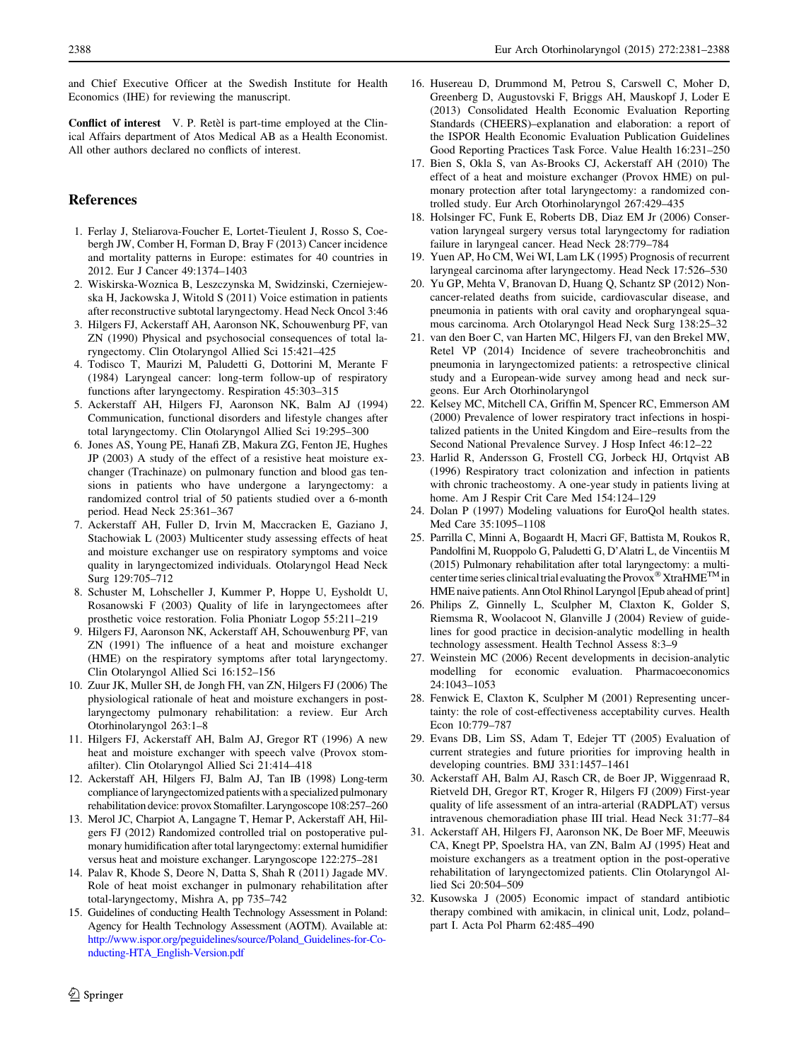and Chief Executive Officer at the Swedish Institute for Health Economics (IHE) for reviewing the manuscript.

**Conflict of interest** V. P. Retèl is part-time employed at the Clinical Affairs department of Atos Medical AB as a Health Economist. All other authors declared no conflicts of interest.

## References

1. Ferlay J, Steliarova-Foucher E, Lortet-Tieulent J, Rosso S, Coebergh JW, Comber H, Forman D, Bray F (2013) Cancer incidence and mortality patterns in Europe: estimates for 40 countries in 2012. Eur J Cancer 49:1374–1403
2. Wiskirska-Woznica B, Leszczynska M, Swidzinski, Czerniejewska H, Jackowska J, Witold S (2011) Voice estimation in patients after reconstructive subtotal laryngectomy. Head Neck Oncol 3:46
3. Hilgers FJ, Ackerstaff AH, Aaronson NK, Schouwenburg PF, van ZN (1990) Physical and psychosocial consequences of total laryngectomy. Clin Otolaryngol Allied Sci 15:421–425
4. Todisco T, Maurizi M, Paludetti G, Dottorini M, Merante F (1984) Laryngeal cancer: long-term follow-up of respiratory functions after laryngectomy. Respiration 45:303–315
5. Ackerstaff AH, Hilgers FJ, Aaronson NK, Balm AJ (1994) Communication, functional disorders and lifestyle changes after total laryngectomy. Clin Otolaryngol Allied Sci 19:295–300
6. Jones AS, Young PE, Hanafi ZB, Makura ZG, Fenton JE, Hughes JP (2003) A study of the effect of a resistive heat moisture exchanger (Trachinaze) on pulmonary function and blood gas tensions in patients who have undergone a laryngectomy: a randomized control trial of 50 patients studied over a 6-month period. Head Neck 25:361–367
7. Ackerstaff AH, Fuller D, Irvin M, Maccracken E, Gaziano J, Stachowiak L (2003) Multicenter study assessing effects of heat and moisture exchanger use on respiratory symptoms and voice quality in laryngectomized individuals. Otolaryngol Head Neck Surg 129:705–712
8. Schuster M, Lohscheller J, Kummer P, Hoppe U, Eysholdt U, Rosanowski F (2003) Quality of life in laryngectomees after prosthetic voice restoration. Folia Phoniatr Logop 55:211–219
9. Hilgers FJ, Aaronson NK, Ackerstaff AH, Schouwenburg PF, van ZN (1991) The influence of a heat and moisture exchanger (HME) on the respiratory symptoms after total laryngectomy. Clin Otolaryngol Allied Sci 16:152–156
10. Zuur JK, Muller SH, de Jongh FH, van ZN, Hilgers FJ (2006) The physiological rationale of heat and moisture exchangers in post-laryngectomy pulmonary rehabilitation: a review. Eur Arch Otorhinolaryngol 263:1–8
11. Hilgers FJ, Ackerstaff AH, Balm AJ, Gregor RT (1996) A new heat and moisture exchanger with speech valve (Provox stomafilter). Clin Otolaryngol Allied Sci 21:414–418
12. Ackerstaff AH, Hilgers FJ, Balm AJ, Tan IB (1998) Long-term compliance of laryngectomized patients with a specialized pulmonary rehabilitation device: provox Stomafilter. Laryngoscope 108:257–260
13. Merol JC, Charpiot A, Langagne T, Hemar P, Ackerstaff AH, Hilgers FJ (2012) Randomized controlled trial on postoperative pulmonary humidification after total laryngectomy: external humidifier versus heat and moisture exchanger. Laryngoscope 122:275–281
14. Palav R, Khode S, Deore N, Datta S, Shah R (2011) Jagade MV. Role of heat moist exchanger in pulmonary rehabilitation after total-laryngectomy, Mishra A, pp 735–742
15. Guidelines of conducting Health Technology Assessment in Poland: Agency for Health Technology Assessment (AOTM). Available at: http://www.ispor.org/peguidelines/source/Poland_Guidelines-for-Conducting-HTA_English-Version.pdf
16. Husereau D, Drummond M, Petrou S, Carswell C, Moher D, Greenberg D, Augustovski F, Briggs AH, Mauskopf J, Loder E (2013) Consolidated Health Economic Evaluation Reporting Standards (CHEERS)–explanation and elaboration: a report of the ISPOR Health Economic Evaluation Publication Guidelines Good Reporting Practices Task Force. Value Health 16:231–250
17. Bien S, Okla S, van As-Brooks CJ, Ackerstaff AH (2010) The effect of a heat and moisture exchanger (Provox HME) on pulmonary protection after total laryngectomy: a randomized controlled study. Eur Arch Otorhinolaryngol 267:429–435
18. Holsinger FC, Funk E, Roberts DB, Diaz EM Jr (2006) Conservation laryngeal surgery versus total laryngectomy for radiation failure in laryngeal cancer. Head Neck 28:779–784
19. Yuen AP, Ho CM, Wei WI, Lam LK (1995) Prognosis of recurrent laryngeal carcinoma after laryngectomy. Head Neck 17:526–530
20. Yu GP, Mehta V, Branovan D, Huang Q, Schantz SP (2012) Non-cancer-related deaths from suicide, cardiovascular disease, and pneumonia in patients with oral cavity and oropharyngeal squamous carcinoma. Arch Otolaryngol Head Neck Surg 138:25–32
21. van den Boer C, van Harten MC, Hilgers FJ, van den Brekel MW, Retel VP (2014) Incidence of severe tracheobronchitis and pneumonia in laryngectomized patients: a retrospective clinical study and a European-wide survey among head and neck surgeons. Eur Arch Otorhinolaryngol
22. Kelsey MC, Mitchell CA, Griffin M, Spencer RC, Emmerson AM (2000) Prevalence of lower respiratory tract infections in hospitalized patients in the United Kingdom and Eire–results from the Second National Prevalence Survey. J Hosp Infect 46:12–22
23. Harlid R, Andersson G, Frostell CG, Jorbeck HJ, Ortqvist AB (1996) Respiratory tract colonization and infection in patients with chronic tracheostomy. A one-year study in patients living at home. Am J Respir Crit Care Med 154:124–129
24. Dolan P (1997) Modeling valuations for EuroQol health states. Med Care 35:1095–1108
25. Parrilla C, Minni A, Bogaardt H, Macri GF, Battista M, Roukos R, Pandolfini M, Ruoppolo G, Paludetti G, D'Alatri L, de Vincentiis M (2015) Pulmonary rehabilitation after total laryngectomy: a multicenter time series clinical trial evaluating the Provox® XtraHME™ in HME naive patients. Ann Otol Rhinol Laryngol [Epub ahead of print]
26. Philips Z, Ginnelly L, Sculpher M, Claxton K, Golder S, Riemsma R, Woolacoot N, Glanville J (2004) Review of guidelines for good practice in decision-analytic modelling in health technology assessment. Health Technol Assess 8:3–9
27. Weinstein MC (2006) Recent developments in decision-analytic modelling for economic evaluation. Pharmacoeconomics 24:1043–1053
28. Fenwick E, Claxton K, Sculpher M (2001) Representing uncertainty: the role of cost-effectiveness acceptability curves. Health Econ 10:779–787
29. Evans DB, Lim SS, Adam T, Edejer TT (2005) Evaluation of current strategies and future priorities for improving health in developing countries. BMJ 331:1457–1461
30. Ackerstaff AH, Balm AJ, Rasch CR, de Boer JP, Wiggenraad R, Rietveld DH, Gregor RT, Kroger R, Hilgers FJ (2009) First-year quality of life assessment of an intra-arterial (RADPLAT) versus intravenous chemoradiation phase III trial. Head Neck 31:77–84
31. Ackerstaff AH, Hilgers FJ, Aaronson NK, De Boer MF, Meeuwis CA, Knegt PP, Spoelstra HA, van ZN, Balm AJ (1995) Heat and moisture exchangers as a treatment option in the post-operative rehabilitation of laryngectomized patients. Clin Otolaryngol Allied Sci 20:504–509
32. Kusowska J (2005) Economic impact of standard antibiotic therapy combined with amikacin, in clinical unit, Lodz, poland–part I. Acta Pol Pharm 62:485–490